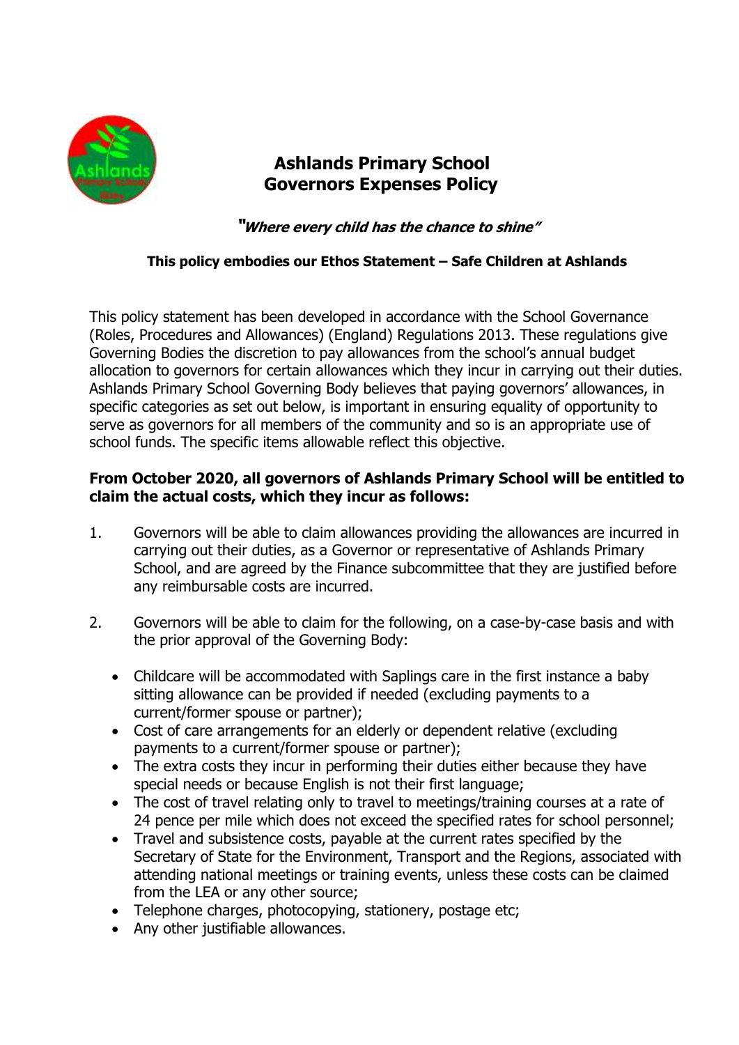# Ashlands Primary School
# Governors Expenses Policy

***"Where every child has the chance to shine"***

**This policy embodies our Ethos Statement – Safe Children at Ashlands**

This policy statement has been developed in accordance with the School Governance (Roles, Procedures and Allowances) (England) Regulations 2013. These regulations give Governing Bodies the discretion to pay allowances from the school's annual budget allocation to governors for certain allowances which they incur in carrying out their duties. Ashlands Primary School Governing Body believes that paying governors' allowances, in specific categories as set out below, is important in ensuring equality of opportunity to serve as governors for all members of the community and so is an appropriate use of school funds. The specific items allowable reflect this objective.

**From October 2020, all governors of Ashlands Primary School will be entitled to claim the actual costs, which they incur as follows:**

1. Governors will be able to claim allowances providing the allowances are incurred in carrying out their duties, as a Governor or representative of Ashlands Primary School, and are agreed by the Finance subcommittee that they are justified before any reimbursable costs are incurred.

2. Governors will be able to claim for the following, on a case-by-case basis and with the prior approval of the Governing Body:

   - Childcare will be accommodated with Saplings care in the first instance a baby sitting allowance can be provided if needed (excluding payments to a current/former spouse or partner);
   - Cost of care arrangements for an elderly or dependent relative (excluding payments to a current/former spouse or partner);
   - The extra costs they incur in performing their duties either because they have special needs or because English is not their first language;
   - The cost of travel relating only to travel to meetings/training courses at a rate of 24 pence per mile which does not exceed the specified rates for school personnel;
   - Travel and subsistence costs, payable at the current rates specified by the Secretary of State for the Environment, Transport and the Regions, associated with attending national meetings or training events, unless these costs can be claimed from the LEA or any other source;
   - Telephone charges, photocopying, stationery, postage etc;
   - Any other justifiable allowances.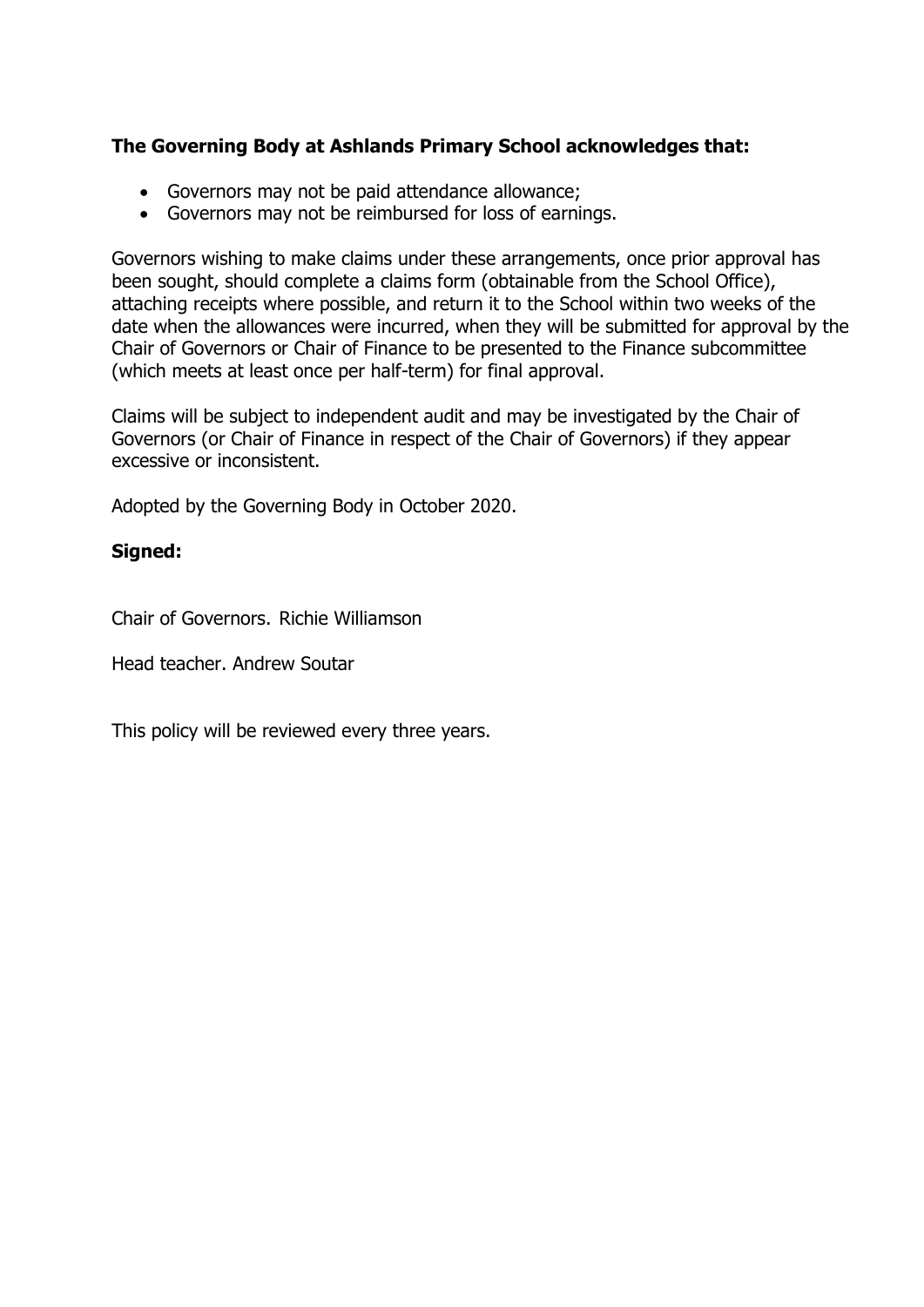**The Governing Body at Ashlands Primary School acknowledges that:**

- Governors may not be paid attendance allowance;
- Governors may not be reimbursed for loss of earnings.

Governors wishing to make claims under these arrangements, once prior approval has been sought, should complete a claims form (obtainable from the School Office), attaching receipts where possible, and return it to the School within two weeks of the date when the allowances were incurred, when they will be submitted for approval by the Chair of Governors or Chair of Finance to be presented to the Finance subcommittee (which meets at least once per half-term) for final approval.

Claims will be subject to independent audit and may be investigated by the Chair of Governors (or Chair of Finance in respect of the Chair of Governors) if they appear excessive or inconsistent.

Adopted by the Governing Body in October 2020.

**Signed:**

Chair of Governors. Richie Williamson

Head teacher. Andrew Soutar

This policy will be reviewed every three years.